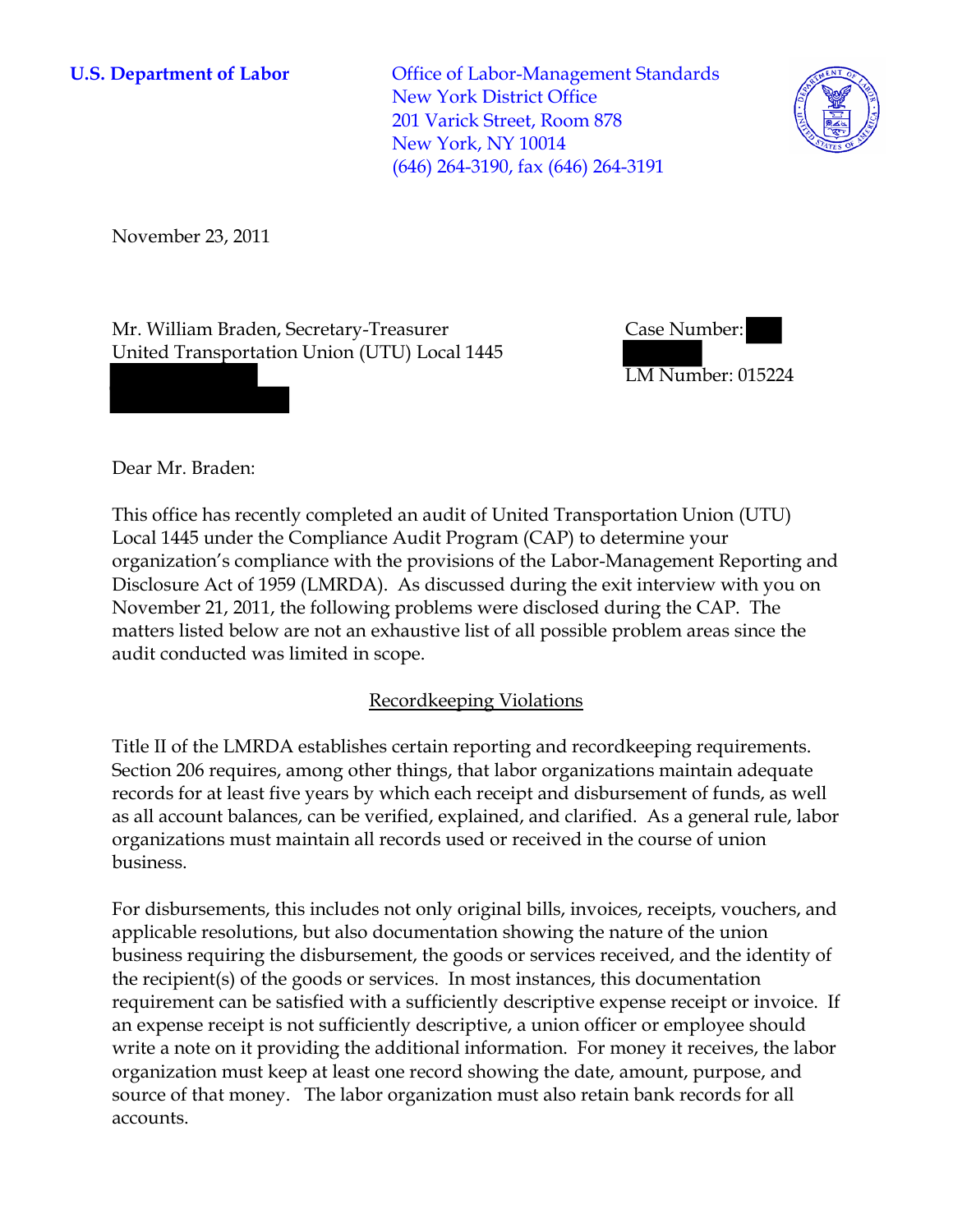**U.S. Department of Labor**

Office of Labor-Management Standards
New York District Office
201 Varick Street, Room 878
New York, NY 10014
(646) 264-3190, fax (646) 264-3191

November 23, 2011

Mr. William Braden, Secretary-Treasurer
United Transportation Union (UTU) Local 1445

Case Number:

LM Number: 015224

Dear Mr. Braden:

This office has recently completed an audit of United Transportation Union (UTU) Local 1445 under the Compliance Audit Program (CAP) to determine your organization's compliance with the provisions of the Labor-Management Reporting and Disclosure Act of 1959 (LMRDA). As discussed during the exit interview with you on November 21, 2011, the following problems were disclosed during the CAP. The matters listed below are not an exhaustive list of all possible problem areas since the audit conducted was limited in scope.

## Recordkeeping Violations

Title II of the LMRDA establishes certain reporting and recordkeeping requirements. Section 206 requires, among other things, that labor organizations maintain adequate records for at least five years by which each receipt and disbursement of funds, as well as all account balances, can be verified, explained, and clarified. As a general rule, labor organizations must maintain all records used or received in the course of union business.

For disbursements, this includes not only original bills, invoices, receipts, vouchers, and applicable resolutions, but also documentation showing the nature of the union business requiring the disbursement, the goods or services received, and the identity of the recipient(s) of the goods or services. In most instances, this documentation requirement can be satisfied with a sufficiently descriptive expense receipt or invoice. If an expense receipt is not sufficiently descriptive, a union officer or employee should write a note on it providing the additional information. For money it receives, the labor organization must keep at least one record showing the date, amount, purpose, and source of that money. The labor organization must also retain bank records for all accounts.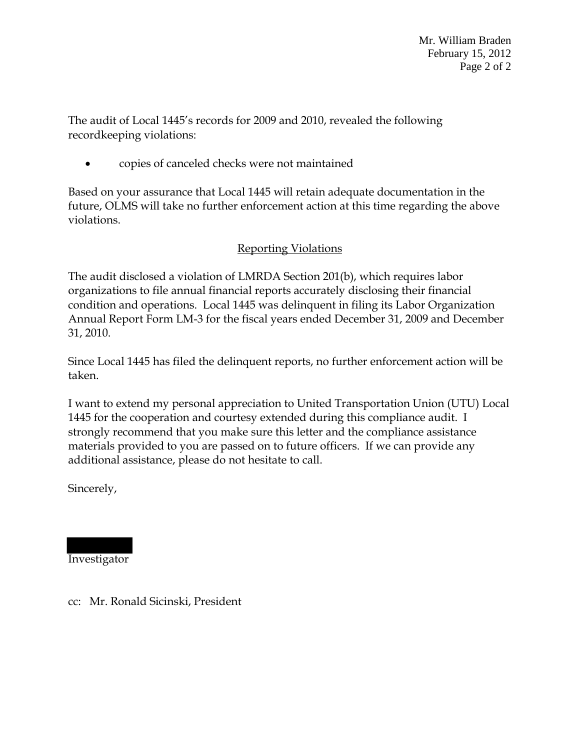The audit of Local 1445's records for 2009 and 2010, revealed the following recordkeeping violations:

- copies of canceled checks were not maintained

Based on your assurance that Local 1445 will retain adequate documentation in the future, OLMS will take no further enforcement action at this time regarding the above violations.

## Reporting Violations

The audit disclosed a violation of LMRDA Section 201(b), which requires labor organizations to file annual financial reports accurately disclosing their financial condition and operations. Local 1445 was delinquent in filing its Labor Organization Annual Report Form LM-3 for the fiscal years ended December 31, 2009 and December 31, 2010.

Since Local 1445 has filed the delinquent reports, no further enforcement action will be taken.

I want to extend my personal appreciation to United Transportation Union (UTU) Local 1445 for the cooperation and courtesy extended during this compliance audit. I strongly recommend that you make sure this letter and the compliance assistance materials provided to you are passed on to future officers. If we can provide any additional assistance, please do not hesitate to call.

Sincerely,

Investigator

cc: Mr. Ronald Sicinski, President